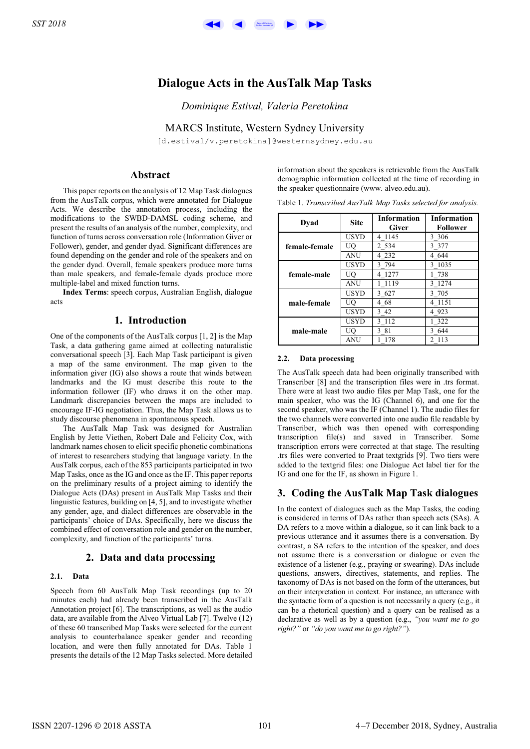# Dialogue Acts in the AusTalk Map Tasks

*Dominique Estival, Valeria Peretokina*

MARCS Institute, Western Sydney University

[d.estival/v.peretokina]@westernsydney.edu.au

## Abstract

This paper reports on the analysis of 12 Map Task dialogues from the AusTalk corpus, which were annotated for Dialogue Acts. We describe the annotation process, including the modifications to the SWBD-DAMSL coding scheme, and present the results of an analysis of the number, complexity, and function of turns across conversation role (Information Giver or Follower), gender, and gender dyad. Significant differences are found depending on the gender and role of the speakers and on the gender dyad. Overall, female speakers produce more turns than male speakers, and female-female dyads produce more multiple-label and mixed function turns.

**Index Terms**: speech corpus, Australian English, dialogue acts

## 1. Introduction

One of the components of the AusTalk corpus [1, 2] is the Map Task, a data gathering game aimed at collecting naturalistic conversational speech [3]. Each Map Task participant is given a map of the same environment. The map given to the information giver (IG) also shows a route that winds between landmarks and the IG must describe this route to the information follower (IF) who draws it on the other map. Landmark discrepancies between the maps are included to encourage IF-IG negotiation. Thus, the Map Task allows us to study discourse phenomena in spontaneous speech.

The AusTalk Map Task was designed for Australian English by Jette Viethen, Robert Dale and Felicity Cox, with landmark names chosen to elicit specific phonetic combinations of interest to researchers studying that language variety. In the AusTalk corpus, each of the 853 participants participated in two Map Tasks, once as the IG and once as the IF. This paper reports on the preliminary results of a project aiming to identify the Dialogue Acts (DAs) present in AusTalk Map Tasks and their linguistic features, building on [4, 5], and to investigate whether any gender, age, and dialect differences are observable in the participants' choice of DAs. Specifically, here we discuss the combined effect of conversation role and gender on the number, complexity, and function of the participants' turns.

## 2. Data and data processing

### 2.1. Data

Speech from 60 AusTalk Map Task recordings (up to 20 minutes each) had already been transcribed in the AusTalk Annotation project [6]. The transcriptions, as well as the audio data, are available from the Alveo Virtual Lab [7]. Twelve (12) of these 60 transcribed Map Tasks were selected for the current analysis to counterbalance speaker gender and recording location, and were then fully annotated for DAs. Table 1 presents the details of the 12 Map Tasks selected. More detailed information about the speakers is retrievable from the AusTalk demographic information collected at the time of recording in the speaker questionnaire (www. alveo.edu.au).

Table 1. *Transcribed AusTalk Map Tasks selected for analysis.*

| Dyad | Site | Information Giver | Information Follower |
|---|---|---|---|
| female-female | USYD | 4_1145 | 3_306 |
| | UQ | 2_534 | 3_377 |
| | ANU | 4_232 | 4_644 |
| female-male | USYD | 3_794 | 3_1035 |
| | UQ | 4_1277 | 1_738 |
| | ANU | 1_1119 | 3_1274 |
| male-female | USYD | 3_627 | 3_705 |
| | UQ | 4_68 | 4_1151 |
| | USYD | 3_42 | 4_923 |
| male-male | USYD | 3_112 | 1_322 |
| | UQ | 3_81 | 3_644 |
| | ANU | 1_178 | 2_113 |

### 2.2. Data processing

The AusTalk speech data had been originally transcribed with Transcriber [8] and the transcription files were in .trs format. There were at least two audio files per Map Task, one for the main speaker, who was the IG (Channel 6), and one for the second speaker, who was the IF (Channel 1). The audio files for the two channels were converted into one audio file readable by Transcriber, which was then opened with corresponding transcription file(s) and saved in Transcriber. Some transcription errors were corrected at that stage. The resulting .trs files were converted to Praat textgrids [9]. Two tiers were added to the textgrid files: one Dialogue Act label tier for the IG and one for the IF, as shown in Figure 1.

## 3. Coding the AusTalk Map Task dialogues

In the context of dialogues such as the Map Tasks, the coding is considered in terms of DAs rather than speech acts (SAs). A DA refers to a move within a dialogue, so it can link back to a previous utterance and it assumes there is a conversation. By contrast, a SA refers to the intention of the speaker, and does not assume there is a conversation or dialogue or even the existence of a listener (e.g., praying or swearing). DAs include questions, answers, directives, statements, and replies. The taxonomy of DAs is not based on the form of the utterances, but on their interpretation in context. For instance, an utterance with the syntactic form of a question is not necessarily a query (e.g., it can be a rhetorical question) and a query can be realised as a declarative as well as by a question (e.g., *"you want me to go right?"* or *"do you want me to go right?"*).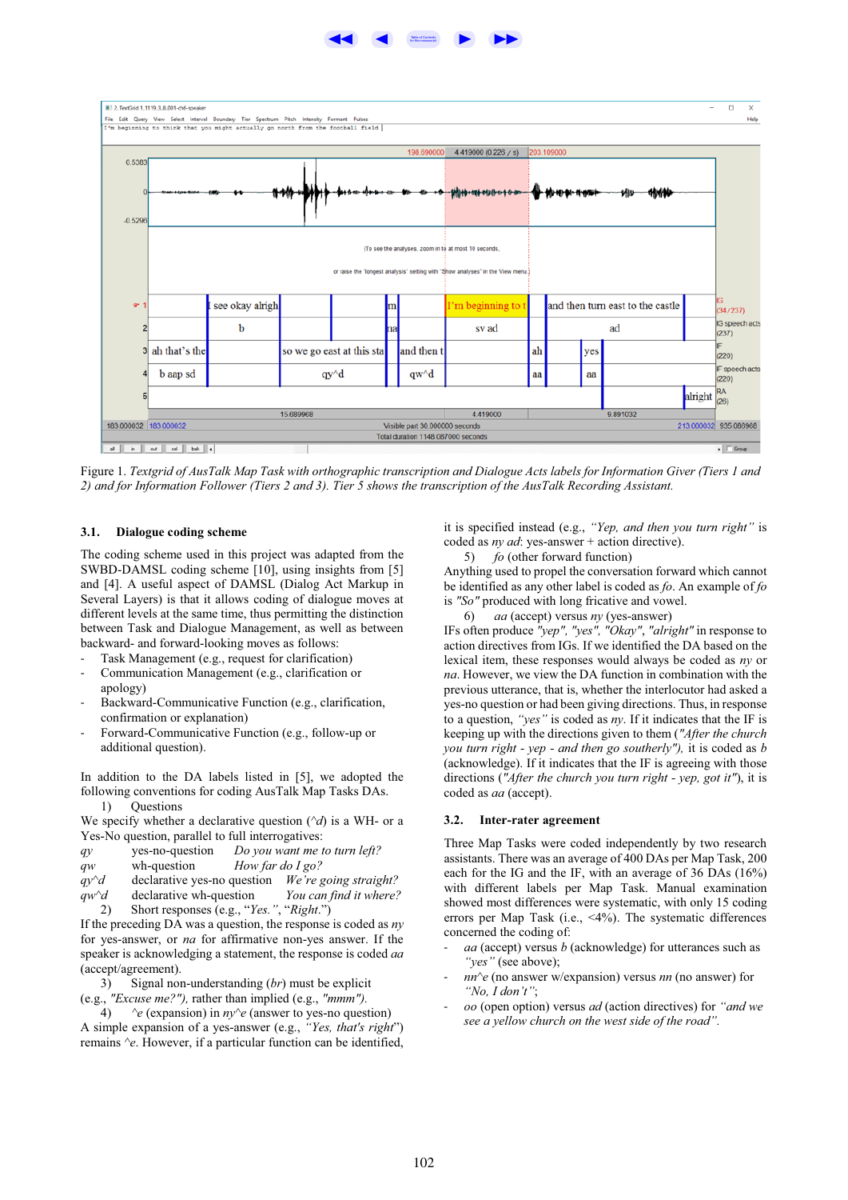Figure 1. *Textgrid of AusTalk Map Task with orthographic transcription and Dialogue Acts labels for Information Giver (Tiers 1 and 2) and for Information Follower (Tiers 2 and 3). Tier 5 shows the transcription of the AusTalk Recording Assistant.*

### 3.1. Dialogue coding scheme

The coding scheme used in this project was adapted from the SWBD-DAMSL coding scheme [10], using insights from [5] and [4]. A useful aspect of DAMSL (Dialog Act Markup in Several Layers) is that it allows coding of dialogue moves at different levels at the same time, thus permitting the distinction between Task and Dialogue Management, as well as between backward- and forward-looking moves as follows:

- Task Management (e.g., request for clarification)
- Communication Management (e.g., clarification or apology)
- Backward-Communicative Function (e.g., clarification, confirmation or explanation)
- Forward-Communicative Function (e.g., follow-up or additional question).

In addition to the DA labels listed in [5], we adopted the following conventions for coding AusTalk Map Tasks DAs.

1) Questions

We specify whether a declarative question (^d) is a WH- or a Yes-No question, parallel to full interrogatives:

| | | |
|---|---|---|
| *qy* | yes-no-question | *Do you want me to turn left?* |
| *qw* | wh-question | *How far do I go?* |
| *qy^d* | declarative yes-no question | *We're going straight?* |
| *qw^d* | declarative wh-question | *You can find it where?* |

2) Short responses (e.g., "*Yes.*", "*Right.*")

If the preceding DA was a question, the response is coded as *ny* for yes-answer, or *na* for affirmative non-yes answer. If the speaker is acknowledging a statement, the response is coded *aa* (accept/agreement).

3) Signal non-understanding (*br*) must be explicit (e.g., *"Excuse me?")*, rather than implied (e.g., *"mmm").*

4) *^e* (expansion) in *ny^e* (answer to yes-no question)

A simple expansion of a yes-answer (e.g., *"Yes, that's right"*) remains *^e*. However, if a particular function can be identified, it is specified instead (e.g., *"Yep, and then you turn right"* is coded as *ny ad*: yes-answer + action directive).

5) *fo* (other forward function)

Anything used to propel the conversation forward which cannot be identified as any other label is coded as *fo*. An example of *fo* is *"So"* produced with long fricative and vowel.

6) *aa* (accept) versus *ny* (yes-answer)

IFs often produce *"yep", "yes", "Okay", "alright"* in response to action directives from IGs. If we identified the DA based on the lexical item, these responses would always be coded as *ny* or *na*. However, we view the DA function in combination with the previous utterance, that is, whether the interlocutor had asked a yes-no question or had been giving directions. Thus, in response to a question, *"yes"* is coded as *ny*. If it indicates that the IF is keeping up with the directions given to them (*"After the church you turn right - yep - and then go southerly"),* it is coded as *b* (acknowledge). If it indicates that the IF is agreeing with those directions (*"After the church you turn right - yep, got it"*), it is coded as *aa* (accept).

### 3.2. Inter-rater agreement

Three Map Tasks were coded independently by two research assistants. There was an average of 400 DAs per Map Task, 200 each for the IG and the IF, with an average of 36 DAs (16%) with different labels per Map Task. Manual examination showed most differences were systematic, with only 15 coding errors per Map Task (i.e., <4%). The systematic differences concerned the coding of:

- *aa* (accept) versus *b* (acknowledge) for utterances such as *"yes"* (see above);
- *nn^e* (no answer w/expansion) versus *nn* (no answer) for *"No, I don't"*;
- *oo* (open option) versus *ad* (action directives) for *"and we see a yellow church on the west side of the road"*.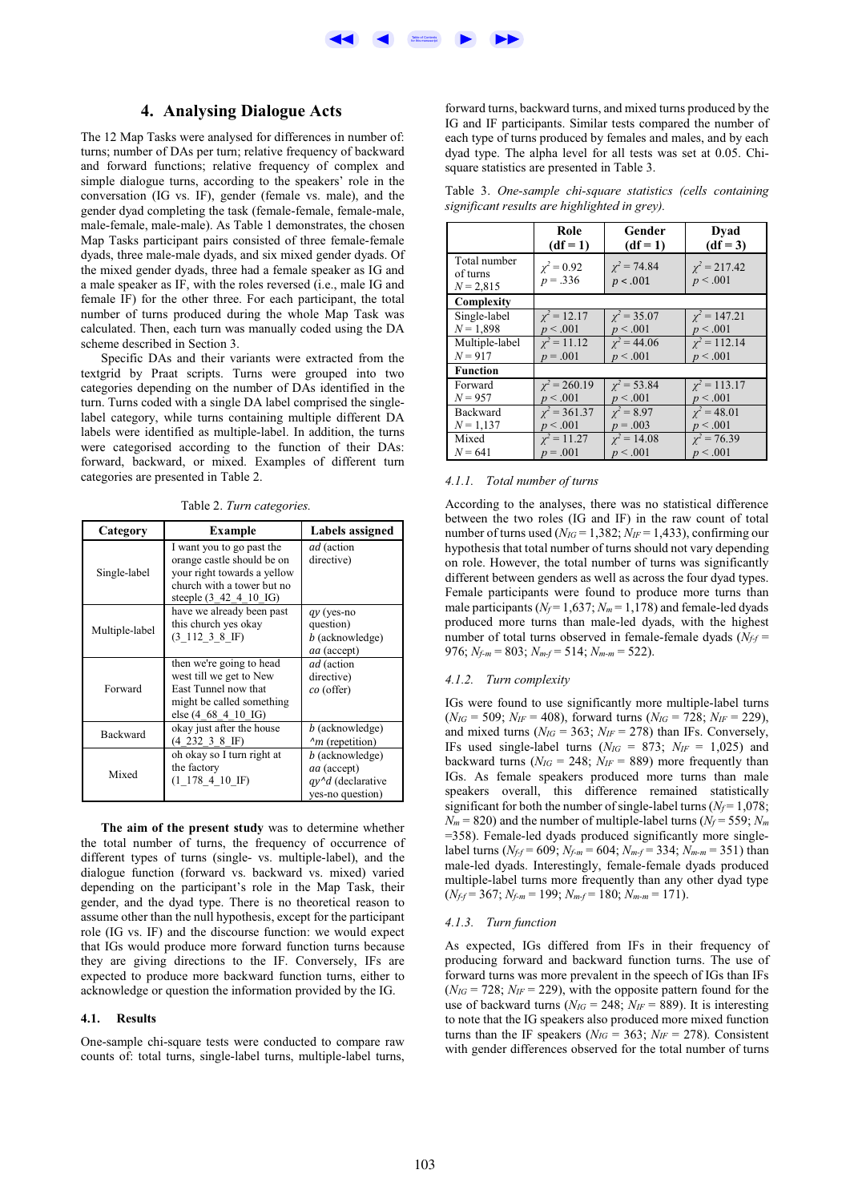## 4. Analysing Dialogue Acts

The 12 Map Tasks were analysed for differences in number of: turns; number of DAs per turn; relative frequency of backward and forward functions; relative frequency of complex and simple dialogue turns, according to the speakers' role in the conversation (IG vs. IF), gender (female vs. male), and the gender dyad completing the task (female-female, female-male, male-female, male-male). As Table 1 demonstrates, the chosen Map Tasks participant pairs consisted of three female-female dyads, three male-male dyads, and six mixed gender dyads. Of the mixed gender dyads, three had a female speaker as IG and a male speaker as IF, with the roles reversed (i.e., male IG and female IF) for the other three. For each participant, the total number of turns produced during the whole Map Task was calculated. Then, each turn was manually coded using the DA scheme described in Section 3.

Specific DAs and their variants were extracted from the textgrid by Praat scripts. Turns were grouped into two categories depending on the number of DAs identified in the turn. Turns coded with a single DA label comprised the single-label category, while turns containing multiple different DA labels were identified as multiple-label. In addition, the turns were categorised according to the function of their DAs: forward, backward, or mixed. Examples of different turn categories are presented in Table 2.

Table 2. *Turn categories.*

| Category | Example | Labels assigned |
|---|---|---|
| Single-label | I want you to go past the orange castle should be on your right towards a yellow church with a tower but no steeple (3_42_4_10_IG) | *ad* (action directive) |
| Multiple-label | have we already been past this church yes okay (3_112_3_8_IF) | *qy* (yes-no question)<br>*b* (acknowledge)<br>*aa* (accept) |
| Forward | then we're going to head west till we get to New East Tunnel now that might be called something else (4_68_4_10_IG) | *ad* (action directive)<br>*co* (offer) |
| Backward | okay just after the house (4_232_3_8_IF) | *b* (acknowledge)<br>*^m* (repetition) |
| Mixed | oh okay so I turn right at the factory (1_178_4_10_IF) | *b* (acknowledge)<br>*aa* (accept)<br>*qy^d* (declarative yes-no question) |

**The aim of the present study** was to determine whether the total number of turns, the frequency of occurrence of different types of turns (single- vs. multiple-label), and the dialogue function (forward vs. backward vs. mixed) varied depending on the participant's role in the Map Task, their gender, and the dyad type. There is no theoretical reason to assume other than the null hypothesis, except for the participant role (IG vs. IF) and the discourse function: we would expect that IGs would produce more forward function turns because they are giving directions to the IF. Conversely, IFs are expected to produce more backward function turns, either to acknowledge or question the information provided by the IG.

### 4.1. Results

One-sample chi-square tests were conducted to compare raw counts of: total turns, single-label turns, multiple-label turns, forward turns, backward turns, and mixed turns produced by the IG and IF participants. Similar tests compared the number of each type of turns produced by females and males, and by each dyad type. The alpha level for all tests was set at 0.05. Chi-square statistics are presented in Table 3.

Table 3. *One-sample chi-square statistics (cells containing significant results are highlighted in grey).*

| | Role (df = 1) | Gender (df = 1) | Dyad (df = 3) |
|---|---|---|---|
| Total number of turns $N = 2{,}815$ | $\chi^2 = 0.92$ $p = .336$ | $\chi^2 = 74.84$ $p < .001$ | $\chi^2 = 217.42$ $p < .001$ |
| **Complexity** | | | |
| Single-label $N = 1{,}898$ | $\chi^2 = 12.17$ $p < .001$ | $\chi^2 = 35.07$ $p < .001$ | $\chi^2 = 147.21$ $p < .001$ |
| Multiple-label $N = 917$ | $\chi^2 = 11.12$ $p = .001$ | $\chi^2 = 44.06$ $p < .001$ | $\chi^2 = 112.14$ $p < .001$ |
| **Function** | | | |
| Forward $N = 957$ | $\chi^2 = 260.19$ $p < .001$ | $\chi^2 = 53.84$ $p < .001$ | $\chi^2 = 113.17$ $p < .001$ |
| Backward $N = 1{,}137$ | $\chi^2 = 361.37$ $p < .001$ | $\chi^2 = 8.97$ $p = .003$ | $\chi^2 = 48.01$ $p < .001$ |
| Mixed $N = 641$ | $\chi^2 = 11.27$ $p = .001$ | $\chi^2 = 14.08$ $p < .001$ | $\chi^2 = 76.39$ $p < .001$ |

#### 4.1.1. *Total number of turns*

According to the analyses, there was no statistical difference between the two roles (IG and IF) in the raw count of total number of turns used ($N_{IG} = 1{,}382$; $N_{IF} = 1{,}433$), confirming our hypothesis that total number of turns should not vary depending on role. However, the total number of turns was significantly different between genders as well as across the four dyad types. Female participants were found to produce more turns than male participants ($N_f = 1{,}637$; $N_m = 1{,}178$) and female-led dyads produced more turns than male-led dyads, with the highest number of total turns observed in female-female dyads ($N_{f\text{-}f} = 976$; $N_{f\text{-}m} = 803$; $N_{m\text{-}f} = 514$; $N_{m\text{-}m} = 522$).

#### 4.1.2. *Turn complexity*

IGs were found to use significantly more multiple-label turns ($N_{IG} = 509$; $N_{IF} = 408$), forward turns ($N_{IG} = 728$; $N_{IF} = 229$), and mixed turns ($N_{IG} = 363$; $N_{IF} = 278$) than IFs. Conversely, IFs used single-label turns ($N_{IG} = 873$; $N_{IF} = 1{,}025$) and backward turns ($N_{IG} = 248$; $N_{IF} = 889$) more frequently than IGs. As female speakers produced more turns than male speakers overall, this difference remained statistically significant for both the number of single-label turns ($N_f = 1{,}078$; $N_m = 820$) and the number of multiple-label turns ($N_f = 559$; $N_m = 358$). Female-led dyads produced significantly more single-label turns ($N_{f\text{-}f} = 609$; $N_{f\text{-}m} = 604$; $N_{m\text{-}f} = 334$; $N_{m\text{-}m} = 351$) than male-led dyads. Interestingly, female-female dyads produced multiple-label turns more frequently than any other dyad type ($N_{f\text{-}f} = 367$; $N_{f\text{-}m} = 199$; $N_{m\text{-}f} = 180$; $N_{m\text{-}m} = 171$).

#### 4.1.3. *Turn function*

As expected, IGs differed from IFs in their frequency of producing forward and backward function turns. The use of forward turns was more prevalent in the speech of IGs than IFs ($N_{IG} = 728$; $N_{IF} = 229$), with the opposite pattern found for the use of backward turns ($N_{IG} = 248$; $N_{IF} = 889$). It is interesting to note that the IG speakers also produced more mixed function turns than the IF speakers ($N_{IG} = 363$; $N_{IF} = 278$). Consistent with gender differences observed for the total number of turns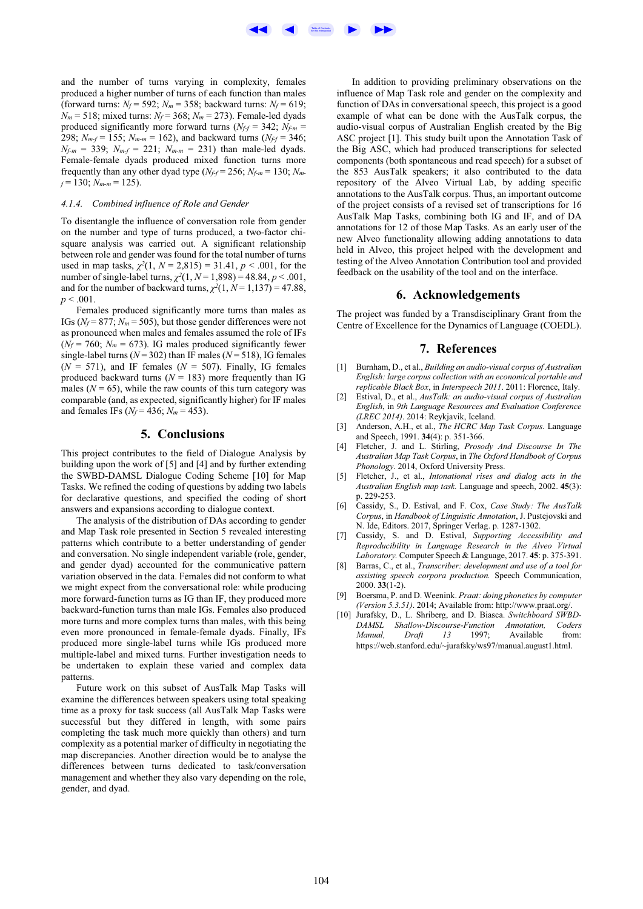and the number of turns varying in complexity, females produced a higher number of turns of each function than males (forward turns: $N_f = 592$; $N_m = 358$; backward turns: $N_f = 619$; $N_m = 518$; mixed turns: $N_f = 368$; $N_m = 273$). Female-led dyads produced significantly more forward turns ($N_{f\text{-}f} = 342$; $N_{f\text{-}m} = 298$; $N_{m\text{-}f} = 155$; $N_{m\text{-}m} = 162$), and backward turns ($N_{f\text{-}f} = 346$; $N_{f\text{-}m} = 339$; $N_{m\text{-}f} = 221$; $N_{m\text{-}m} = 231$) than male-led dyads. Female-female dyads produced mixed function turns more frequently than any other dyad type ($N_{f\text{-}f} = 256$; $N_{f\text{-}m} = 130$; $N_{m\text{-}f} = 130$; $N_{m\text{-}m} = 125$).

### 4.1.4. Combined influence of Role and Gender

To disentangle the influence of conversation role from gender on the number and type of turns produced, a two-factor chi-square analysis was carried out. A significant relationship between role and gender was found for the total number of turns used in map tasks, $\chi^2(1, N = 2{,}815) = 31.41$, $p < .001$, for the number of single-label turns, $\chi^2(1, N = 1{,}898) = 48.84$, $p < .001$, and for the number of backward turns, $\chi^2(1, N = 1{,}137) = 47.88$, $p < .001$.

Females produced significantly more turns than males as IGs ($N_f = 877$; $N_m = 505$), but those gender differences were not as pronounced when males and females assumed the role of IFs ($N_f = 760$; $N_m = 673$). IG males produced significantly fewer single-label turns ($N = 302$) than IF males ($N = 518$), IG females ($N = 571$), and IF females ($N = 507$). Finally, IG females produced backward turns ($N = 183$) more frequently than IG males ($N = 65$), while the raw counts of this turn category was comparable (and, as expected, significantly higher) for IF males and females IFs ($N_f = 436$; $N_m = 453$).

## 5. Conclusions

This project contributes to the field of Dialogue Analysis by building upon the work of [5] and [4] and by further extending the SWBD-DAMSL Dialogue Coding Scheme [10] for Map Tasks. We refined the coding of questions by adding two labels for declarative questions, and specified the coding of short answers and expansions according to dialogue context.

The analysis of the distribution of DAs according to gender and Map Task role presented in Section 5 revealed interesting patterns which contribute to a better understanding of gender and conversation. No single independent variable (role, gender, and gender dyad) accounted for the communicative pattern variation observed in the data. Females did not conform to what we might expect from the conversational role: while producing more forward-function turns as IG than IF, they produced more backward-function turns than male IGs. Females also produced more turns and more complex turns than males, with this being even more pronounced in female-female dyads. Finally, IFs produced more single-label turns while IGs produced more multiple-label and mixed turns. Further investigation needs to be undertaken to explain these varied and complex data patterns.

Future work on this subset of AusTalk Map Tasks will examine the differences between speakers using total speaking time as a proxy for task success (all AusTalk Map Tasks were successful but they differed in length, with some pairs completing the task much more quickly than others) and turn complexity as a potential marker of difficulty in negotiating the map discrepancies. Another direction would be to analyse the differences between turns dedicated to task/conversation management and whether they also vary depending on the role, gender, and dyad.

In addition to providing preliminary observations on the influence of Map Task role and gender on the complexity and function of DAs in conversational speech, this project is a good example of what can be done with the AusTalk corpus, the audio-visual corpus of Australian English created by the Big ASC project [1]. This study built upon the Annotation Task of the Big ASC, which had produced transcriptions for selected components (both spontaneous and read speech) for a subset of the 853 AusTalk speakers; it also contributed to the data repository of the Alveo Virtual Lab, by adding specific annotations to the AusTalk corpus. Thus, an important outcome of the project consists of a revised set of transcriptions for 16 AusTalk Map Tasks, combining both IG and IF, and of DA annotations for 12 of those Map Tasks. As an early user of the new Alveo functionality allowing annotations to data held in Alveo, this project helped with the development and testing of the Alveo Annotation Contribution tool and provided feedback on the usability of the tool and on the interface.

## 6. Acknowledgements

The project was funded by a Transdisciplinary Grant from the Centre of Excellence for the Dynamics of Language (COEDL).

## 7. References

[1] Burnham, D., et al., *Building an audio-visual corpus of Australian English: large corpus collection with an economical portable and replicable Black Box*, in *Interspeech 2011*. 2011: Florence, Italy.

[2] Estival, D., et al., *AusTalk: an audio-visual corpus of Australian English*, in *9th Language Resources and Evaluation Conference (LREC 2014)*. 2014: Reykjavik, Iceland.

[3] Anderson, A.H., et al., *The HCRC Map Task Corpus.* Language and Speech, 1991. **34**(4): p. 351-366.

[4] Fletcher, J. and L. Stirling, *Prosody And Discourse In The Australian Map Task Corpus*, in *The Oxford Handbook of Corpus Phonology*. 2014, Oxford University Press.

[5] Fletcher, J., et al., *Intonational rises and dialog acts in the Australian English map task.* Language and speech, 2002. **45**(3): p. 229-253.

[6] Cassidy, S., D. Estival, and F. Cox, *Case Study: The AusTalk Corpus*, in *Handbook of Linguistic Annotation*, J. Pustejovski and N. Ide, Editors. 2017, Springer Verlag. p. 1287-1302.

[7] Cassidy, S. and D. Estival, *Supporting Accessibility and Reproducibility in Language Research in the Alveo Virtual Laboratory.* Computer Speech & Language, 2017. **45**: p. 375-391.

[8] Barras, C., et al., *Transcriber: development and use of a tool for assisting speech corpora production.* Speech Communication, 2000. **33**(1-2).

[9] Boersma, P. and D. Weenink. *Praat: doing phonetics by computer (Version 5.3.51)*. 2014; Available from: http://www.praat.org/.

[10] Jurafsky, D., L. Shriberg, and D. Biasca. *Switchboard SWBD-DAMSL Shallow-Discourse-Function Annotation, Coders Manual, Draft 13* 1997; Available from: https://web.stanford.edu/~jurafsky/ws97/manual.august1.html.